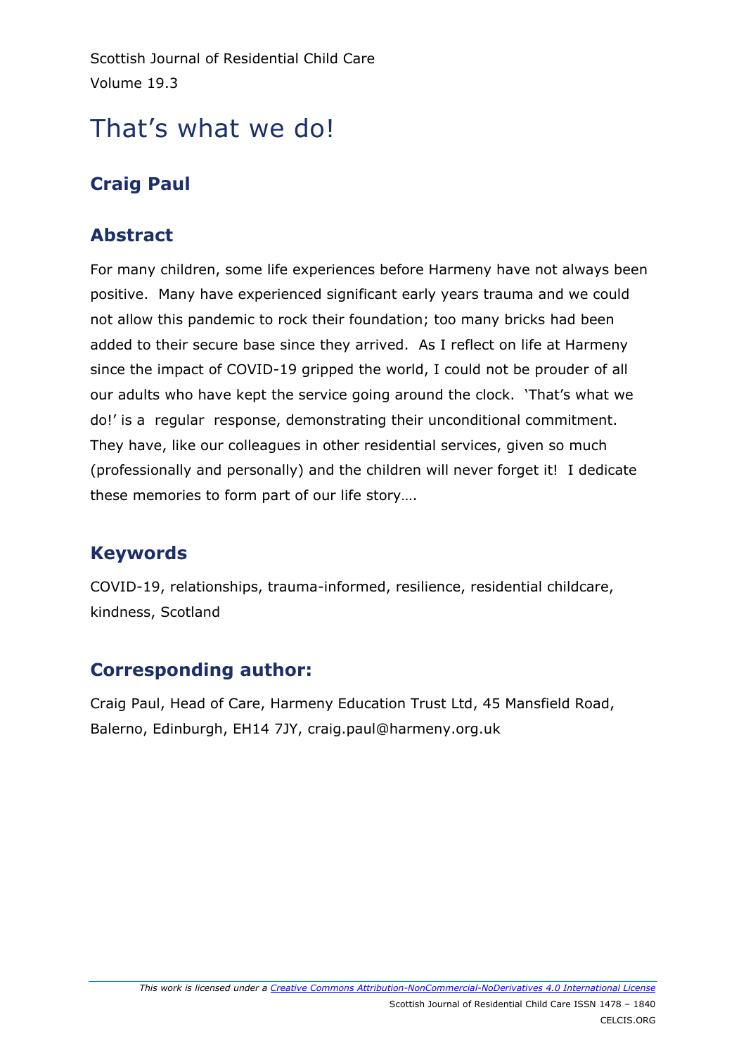Scottish Journal of Residential Child Care
Volume 19.3

# That's what we do!

## Craig Paul

## Abstract

For many children, some life experiences before Harmeny have not always been positive. Many have experienced significant early years trauma and we could not allow this pandemic to rock their foundation; too many bricks had been added to their secure base since they arrived. As I reflect on life at Harmeny since the impact of COVID-19 gripped the world, I could not be prouder of all our adults who have kept the service going around the clock. 'That's what we do!' is a regular response, demonstrating their unconditional commitment. They have, like our colleagues in other residential services, given so much (professionally and personally) and the children will never forget it! I dedicate these memories to form part of our life story….

## Keywords

COVID-19, relationships, trauma-informed, resilience, residential childcare, kindness, Scotland

## Corresponding author:

Craig Paul, Head of Care, Harmeny Education Trust Ltd, 45 Mansfield Road, Balerno, Edinburgh, EH14 7JY, craig.paul@harmeny.org.uk

*This work is licensed under a [Creative Commons Attribution-NonCommercial-NoDerivatives 4.0 International License](https://creativecommons.org/licenses/by-nc-nd/4.0/)*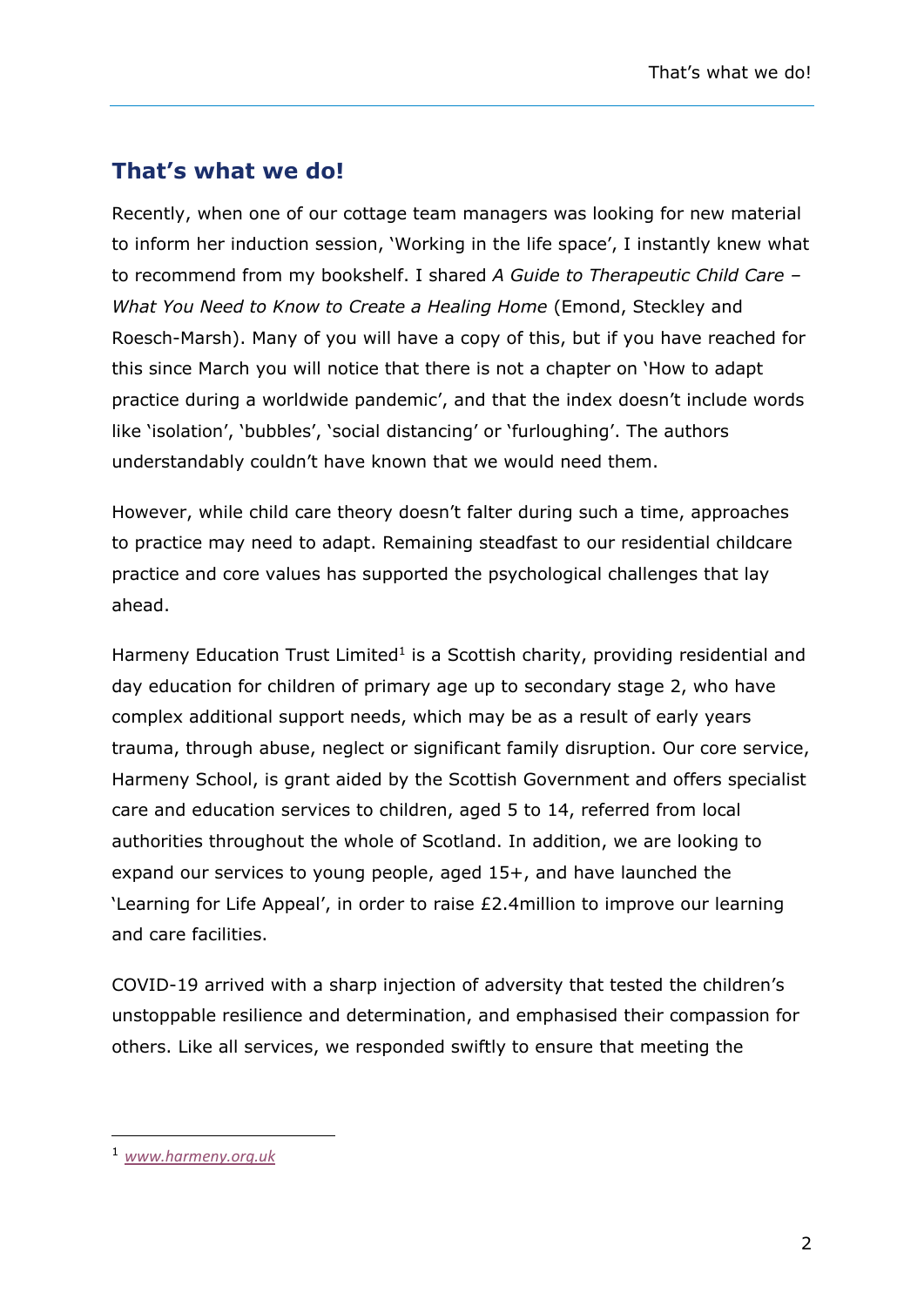## That’s what we do!

Recently, when one of our cottage team managers was looking for new material to inform her induction session, ‘Working in the life space’, I instantly knew what to recommend from my bookshelf. I shared *A Guide to Therapeutic Child Care – What You Need to Know to Create a Healing Home* (Emond, Steckley and Roesch-Marsh). Many of you will have a copy of this, but if you have reached for this since March you will notice that there is not a chapter on ‘How to adapt practice during a worldwide pandemic’, and that the index doesn’t include words like ‘isolation’, ‘bubbles’, ‘social distancing’ or ‘furloughing’. The authors understandably couldn’t have known that we would need them.

However, while child care theory doesn’t falter during such a time, approaches to practice may need to adapt. Remaining steadfast to our residential childcare practice and core values has supported the psychological challenges that lay ahead.

Harmeny Education Trust Limited[1] is a Scottish charity, providing residential and day education for children of primary age up to secondary stage 2, who have complex additional support needs, which may be as a result of early years trauma, through abuse, neglect or significant family disruption. Our core service, Harmeny School, is grant aided by the Scottish Government and offers specialist care and education services to children, aged 5 to 14, referred from local authorities throughout the whole of Scotland. In addition, we are looking to expand our services to young people, aged 15+, and have launched the ‘Learning for Life Appeal’, in order to raise £2.4million to improve our learning and care facilities.

COVID-19 arrived with a sharp injection of adversity that tested the children’s unstoppable resilience and determination, and emphasised their compassion for others. Like all services, we responded swiftly to ensure that meeting the

[1] *www.harmeny.org.uk*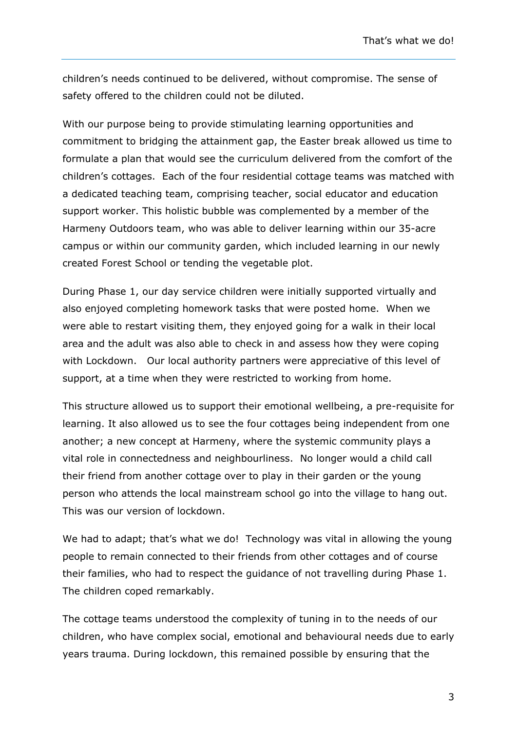children's needs continued to be delivered, without compromise. The sense of safety offered to the children could not be diluted.

With our purpose being to provide stimulating learning opportunities and commitment to bridging the attainment gap, the Easter break allowed us time to formulate a plan that would see the curriculum delivered from the comfort of the children's cottages. Each of the four residential cottage teams was matched with a dedicated teaching team, comprising teacher, social educator and education support worker. This holistic bubble was complemented by a member of the Harmeny Outdoors team, who was able to deliver learning within our 35-acre campus or within our community garden, which included learning in our newly created Forest School or tending the vegetable plot.

During Phase 1, our day service children were initially supported virtually and also enjoyed completing homework tasks that were posted home. When we were able to restart visiting them, they enjoyed going for a walk in their local area and the adult was also able to check in and assess how they were coping with Lockdown. Our local authority partners were appreciative of this level of support, at a time when they were restricted to working from home.

This structure allowed us to support their emotional wellbeing, a pre-requisite for learning. It also allowed us to see the four cottages being independent from one another; a new concept at Harmeny, where the systemic community plays a vital role in connectedness and neighbourliness. No longer would a child call their friend from another cottage over to play in their garden or the young person who attends the local mainstream school go into the village to hang out. This was our version of lockdown.

We had to adapt; that's what we do! Technology was vital in allowing the young people to remain connected to their friends from other cottages and of course their families, who had to respect the guidance of not travelling during Phase 1. The children coped remarkably.

The cottage teams understood the complexity of tuning in to the needs of our children, who have complex social, emotional and behavioural needs due to early years trauma. During lockdown, this remained possible by ensuring that the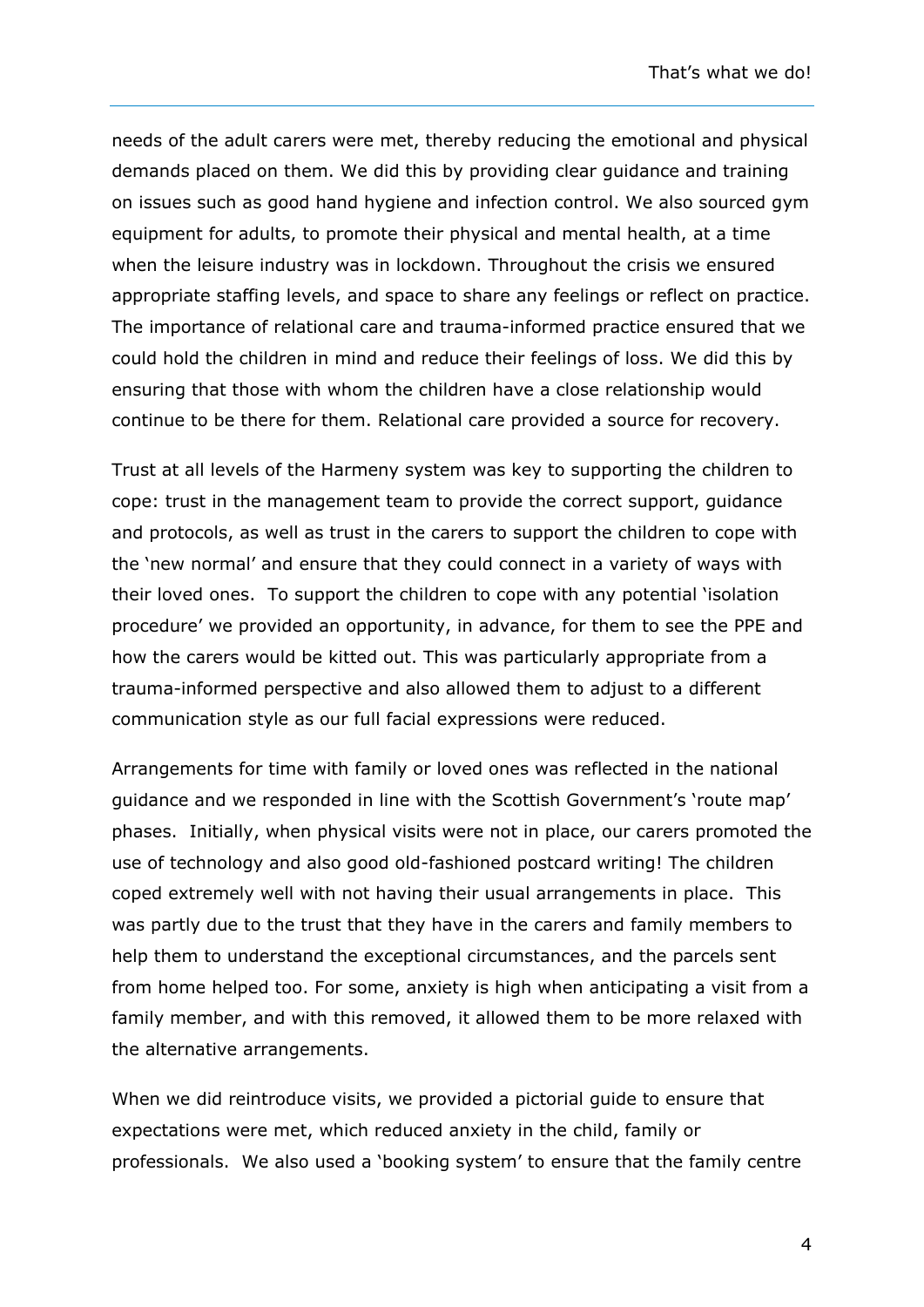needs of the adult carers were met, thereby reducing the emotional and physical demands placed on them. We did this by providing clear guidance and training on issues such as good hand hygiene and infection control. We also sourced gym equipment for adults, to promote their physical and mental health, at a time when the leisure industry was in lockdown. Throughout the crisis we ensured appropriate staffing levels, and space to share any feelings or reflect on practice. The importance of relational care and trauma-informed practice ensured that we could hold the children in mind and reduce their feelings of loss. We did this by ensuring that those with whom the children have a close relationship would continue to be there for them. Relational care provided a source for recovery.

Trust at all levels of the Harmeny system was key to supporting the children to cope: trust in the management team to provide the correct support, guidance and protocols, as well as trust in the carers to support the children to cope with the 'new normal' and ensure that they could connect in a variety of ways with their loved ones. To support the children to cope with any potential 'isolation procedure' we provided an opportunity, in advance, for them to see the PPE and how the carers would be kitted out. This was particularly appropriate from a trauma-informed perspective and also allowed them to adjust to a different communication style as our full facial expressions were reduced.

Arrangements for time with family or loved ones was reflected in the national guidance and we responded in line with the Scottish Government's 'route map' phases. Initially, when physical visits were not in place, our carers promoted the use of technology and also good old-fashioned postcard writing! The children coped extremely well with not having their usual arrangements in place. This was partly due to the trust that they have in the carers and family members to help them to understand the exceptional circumstances, and the parcels sent from home helped too. For some, anxiety is high when anticipating a visit from a family member, and with this removed, it allowed them to be more relaxed with the alternative arrangements.

When we did reintroduce visits, we provided a pictorial guide to ensure that expectations were met, which reduced anxiety in the child, family or professionals. We also used a 'booking system' to ensure that the family centre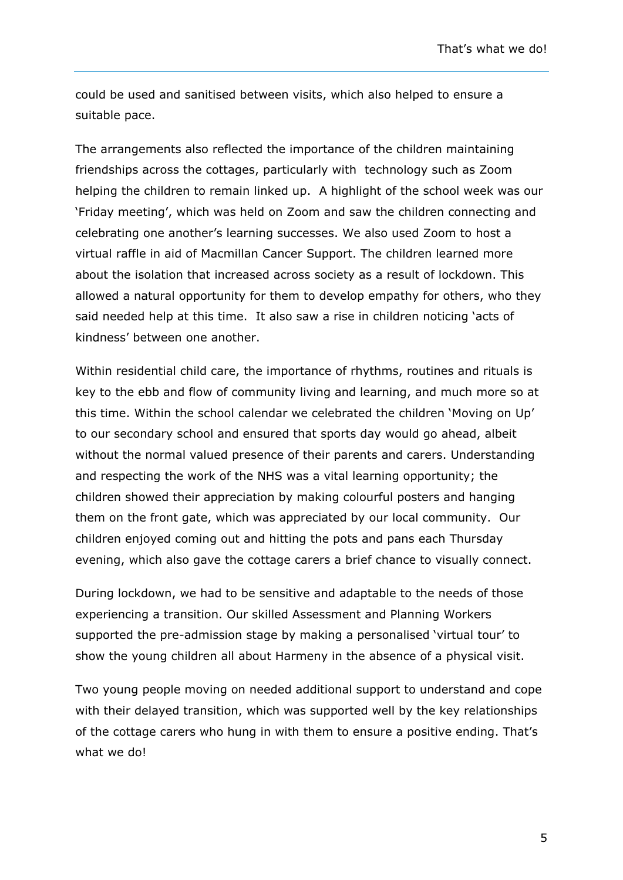could be used and sanitised between visits, which also helped to ensure a suitable pace.

The arrangements also reflected the importance of the children maintaining friendships across the cottages, particularly with technology such as Zoom helping the children to remain linked up. A highlight of the school week was our 'Friday meeting', which was held on Zoom and saw the children connecting and celebrating one another's learning successes. We also used Zoom to host a virtual raffle in aid of Macmillan Cancer Support. The children learned more about the isolation that increased across society as a result of lockdown. This allowed a natural opportunity for them to develop empathy for others, who they said needed help at this time. It also saw a rise in children noticing 'acts of kindness' between one another.

Within residential child care, the importance of rhythms, routines and rituals is key to the ebb and flow of community living and learning, and much more so at this time. Within the school calendar we celebrated the children 'Moving on Up' to our secondary school and ensured that sports day would go ahead, albeit without the normal valued presence of their parents and carers. Understanding and respecting the work of the NHS was a vital learning opportunity; the children showed their appreciation by making colourful posters and hanging them on the front gate, which was appreciated by our local community. Our children enjoyed coming out and hitting the pots and pans each Thursday evening, which also gave the cottage carers a brief chance to visually connect.

During lockdown, we had to be sensitive and adaptable to the needs of those experiencing a transition. Our skilled Assessment and Planning Workers supported the pre-admission stage by making a personalised 'virtual tour' to show the young children all about Harmeny in the absence of a physical visit.

Two young people moving on needed additional support to understand and cope with their delayed transition, which was supported well by the key relationships of the cottage carers who hung in with them to ensure a positive ending. That's what we do!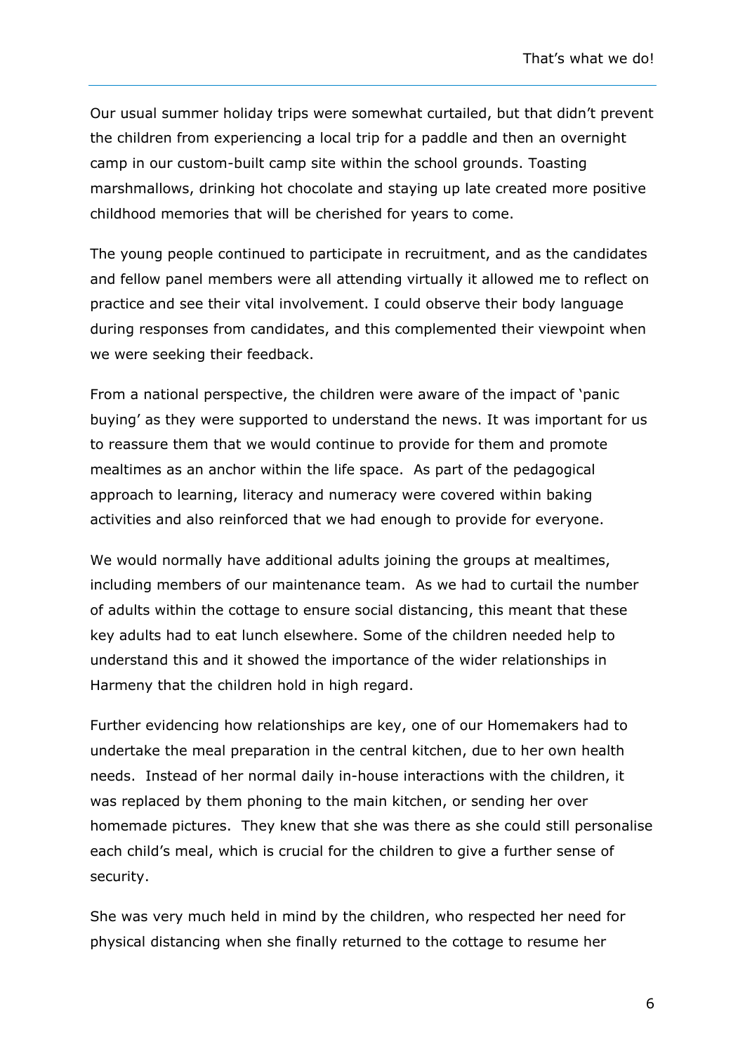Our usual summer holiday trips were somewhat curtailed, but that didn't prevent the children from experiencing a local trip for a paddle and then an overnight camp in our custom-built camp site within the school grounds. Toasting marshmallows, drinking hot chocolate and staying up late created more positive childhood memories that will be cherished for years to come.

The young people continued to participate in recruitment, and as the candidates and fellow panel members were all attending virtually it allowed me to reflect on practice and see their vital involvement. I could observe their body language during responses from candidates, and this complemented their viewpoint when we were seeking their feedback.

From a national perspective, the children were aware of the impact of 'panic buying' as they were supported to understand the news. It was important for us to reassure them that we would continue to provide for them and promote mealtimes as an anchor within the life space. As part of the pedagogical approach to learning, literacy and numeracy were covered within baking activities and also reinforced that we had enough to provide for everyone.

We would normally have additional adults joining the groups at mealtimes, including members of our maintenance team. As we had to curtail the number of adults within the cottage to ensure social distancing, this meant that these key adults had to eat lunch elsewhere. Some of the children needed help to understand this and it showed the importance of the wider relationships in Harmeny that the children hold in high regard.

Further evidencing how relationships are key, one of our Homemakers had to undertake the meal preparation in the central kitchen, due to her own health needs. Instead of her normal daily in-house interactions with the children, it was replaced by them phoning to the main kitchen, or sending her over homemade pictures. They knew that she was there as she could still personalise each child's meal, which is crucial for the children to give a further sense of security.

She was very much held in mind by the children, who respected her need for physical distancing when she finally returned to the cottage to resume her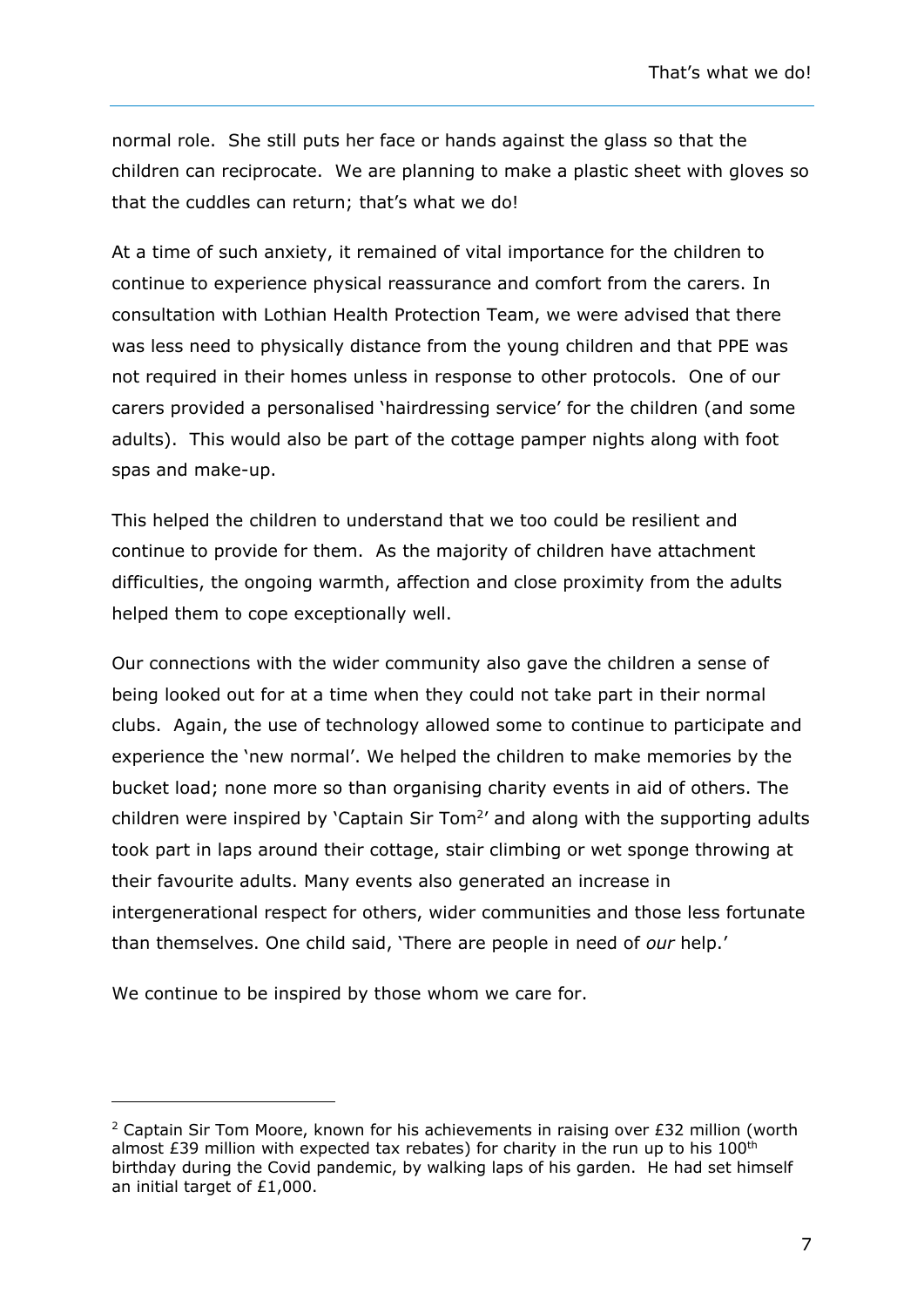normal role. She still puts her face or hands against the glass so that the children can reciprocate. We are planning to make a plastic sheet with gloves so that the cuddles can return; that's what we do!

At a time of such anxiety, it remained of vital importance for the children to continue to experience physical reassurance and comfort from the carers. In consultation with Lothian Health Protection Team, we were advised that there was less need to physically distance from the young children and that PPE was not required in their homes unless in response to other protocols. One of our carers provided a personalised 'hairdressing service' for the children (and some adults). This would also be part of the cottage pamper nights along with foot spas and make-up.

This helped the children to understand that we too could be resilient and continue to provide for them. As the majority of children have attachment difficulties, the ongoing warmth, affection and close proximity from the adults helped them to cope exceptionally well.

Our connections with the wider community also gave the children a sense of being looked out for at a time when they could not take part in their normal clubs. Again, the use of technology allowed some to continue to participate and experience the 'new normal'. We helped the children to make memories by the bucket load; none more so than organising charity events in aid of others. The children were inspired by 'Captain Sir Tom[2]' and along with the supporting adults took part in laps around their cottage, stair climbing or wet sponge throwing at their favourite adults. Many events also generated an increase in intergenerational respect for others, wider communities and those less fortunate than themselves. One child said, 'There are people in need of *our* help.'

We continue to be inspired by those whom we care for.

---

[2] Captain Sir Tom Moore, known for his achievements in raising over £32 million (worth almost £39 million with expected tax rebates) for charity in the run up to his 100th birthday during the Covid pandemic, by walking laps of his garden. He had set himself an initial target of £1,000.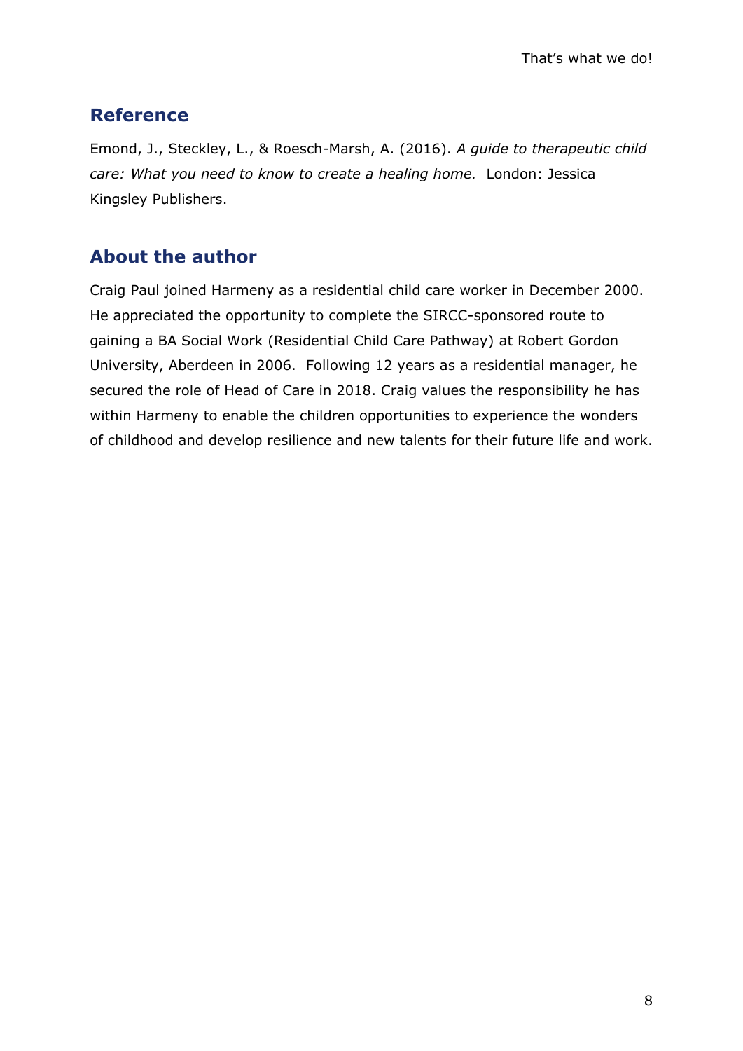## Reference

Emond, J., Steckley, L., & Roesch-Marsh, A. (2016). *A guide to therapeutic child care: What you need to know to create a healing home.* London: Jessica Kingsley Publishers.

## About the author

Craig Paul joined Harmeny as a residential child care worker in December 2000. He appreciated the opportunity to complete the SIRCC-sponsored route to gaining a BA Social Work (Residential Child Care Pathway) at Robert Gordon University, Aberdeen in 2006. Following 12 years as a residential manager, he secured the role of Head of Care in 2018. Craig values the responsibility he has within Harmeny to enable the children opportunities to experience the wonders of childhood and develop resilience and new talents for their future life and work.